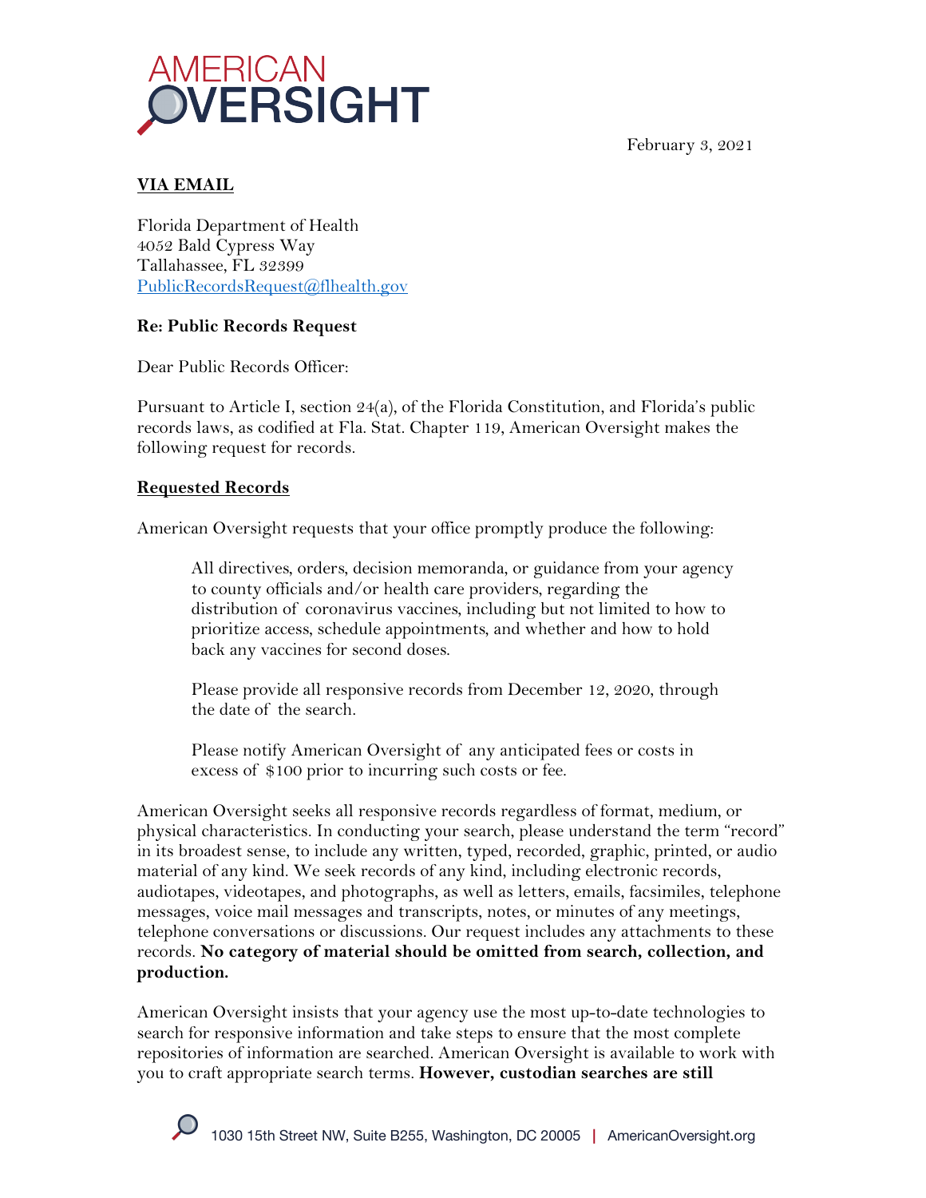AMERICAN OVERSIGHT

February 3, 2021

**VIA EMAIL**

Florida Department of Health
4052 Bald Cypress Way
Tallahassee, FL 32399
PublicRecordsRequest@flhealth.gov

**Re: Public Records Request**

Dear Public Records Officer:

Pursuant to Article I, section 24(a), of the Florida Constitution, and Florida's public records laws, as codified at Fla. Stat. Chapter 119, American Oversight makes the following request for records.

**Requested Records**

American Oversight requests that your office promptly produce the following:

> All directives, orders, decision memoranda, or guidance from your agency to county officials and/or health care providers, regarding the distribution of coronavirus vaccines, including but not limited to how to prioritize access, schedule appointments, and whether and how to hold back any vaccines for second doses.
>
> Please provide all responsive records from December 12, 2020, through the date of the search.
>
> Please notify American Oversight of any anticipated fees or costs in excess of $100 prior to incurring such costs or fee.

American Oversight seeks all responsive records regardless of format, medium, or physical characteristics. In conducting your search, please understand the term "record" in its broadest sense, to include any written, typed, recorded, graphic, printed, or audio material of any kind. We seek records of any kind, including electronic records, audiotapes, videotapes, and photographs, as well as letters, emails, facsimiles, telephone messages, voice mail messages and transcripts, notes, or minutes of any meetings, telephone conversations or discussions. Our request includes any attachments to these records. **No category of material should be omitted from search, collection, and production.**

American Oversight insists that your agency use the most up-to-date technologies to search for responsive information and take steps to ensure that the most complete repositories of information are searched. American Oversight is available to work with you to craft appropriate search terms. **However, custodian searches are still**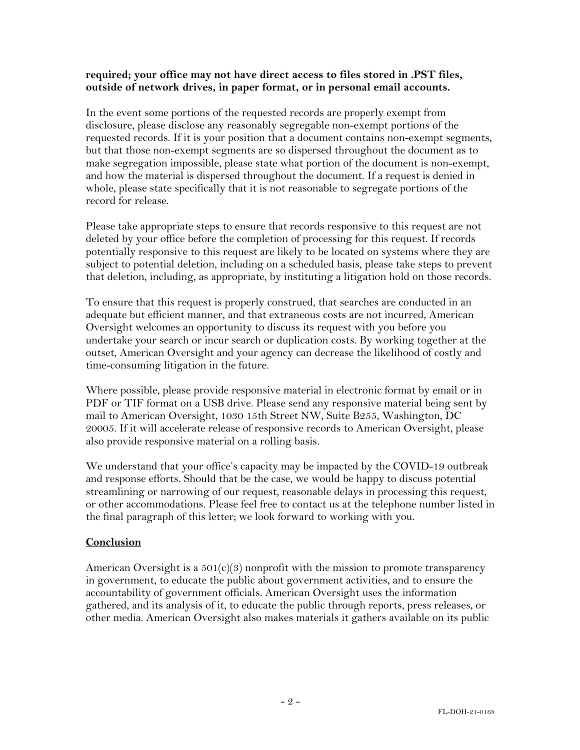**required; your office may not have direct access to files stored in .PST files, outside of network drives, in paper format, or in personal email accounts.**

In the event some portions of the requested records are properly exempt from disclosure, please disclose any reasonably segregable non-exempt portions of the requested records. If it is your position that a document contains non-exempt segments, but that those non-exempt segments are so dispersed throughout the document as to make segregation impossible, please state what portion of the document is non-exempt, and how the material is dispersed throughout the document. If a request is denied in whole, please state specifically that it is not reasonable to segregate portions of the record for release.

Please take appropriate steps to ensure that records responsive to this request are not deleted by your office before the completion of processing for this request. If records potentially responsive to this request are likely to be located on systems where they are subject to potential deletion, including on a scheduled basis, please take steps to prevent that deletion, including, as appropriate, by instituting a litigation hold on those records.

To ensure that this request is properly construed, that searches are conducted in an adequate but efficient manner, and that extraneous costs are not incurred, American Oversight welcomes an opportunity to discuss its request with you before you undertake your search or incur search or duplication costs. By working together at the outset, American Oversight and your agency can decrease the likelihood of costly and time-consuming litigation in the future.

Where possible, please provide responsive material in electronic format by email or in PDF or TIF format on a USB drive. Please send any responsive material being sent by mail to American Oversight, 1030 15th Street NW, Suite B255, Washington, DC 20005. If it will accelerate release of responsive records to American Oversight, please also provide responsive material on a rolling basis.

We understand that your office's capacity may be impacted by the COVID-19 outbreak and response efforts. Should that be the case, we would be happy to discuss potential streamlining or narrowing of our request, reasonable delays in processing this request, or other accommodations. Please feel free to contact us at the telephone number listed in the final paragraph of this letter; we look forward to working with you.

## Conclusion

American Oversight is a 501(c)(3) nonprofit with the mission to promote transparency in government, to educate the public about government activities, and to ensure the accountability of government officials. American Oversight uses the information gathered, and its analysis of it, to educate the public through reports, press releases, or other media. American Oversight also makes materials it gathers available on its public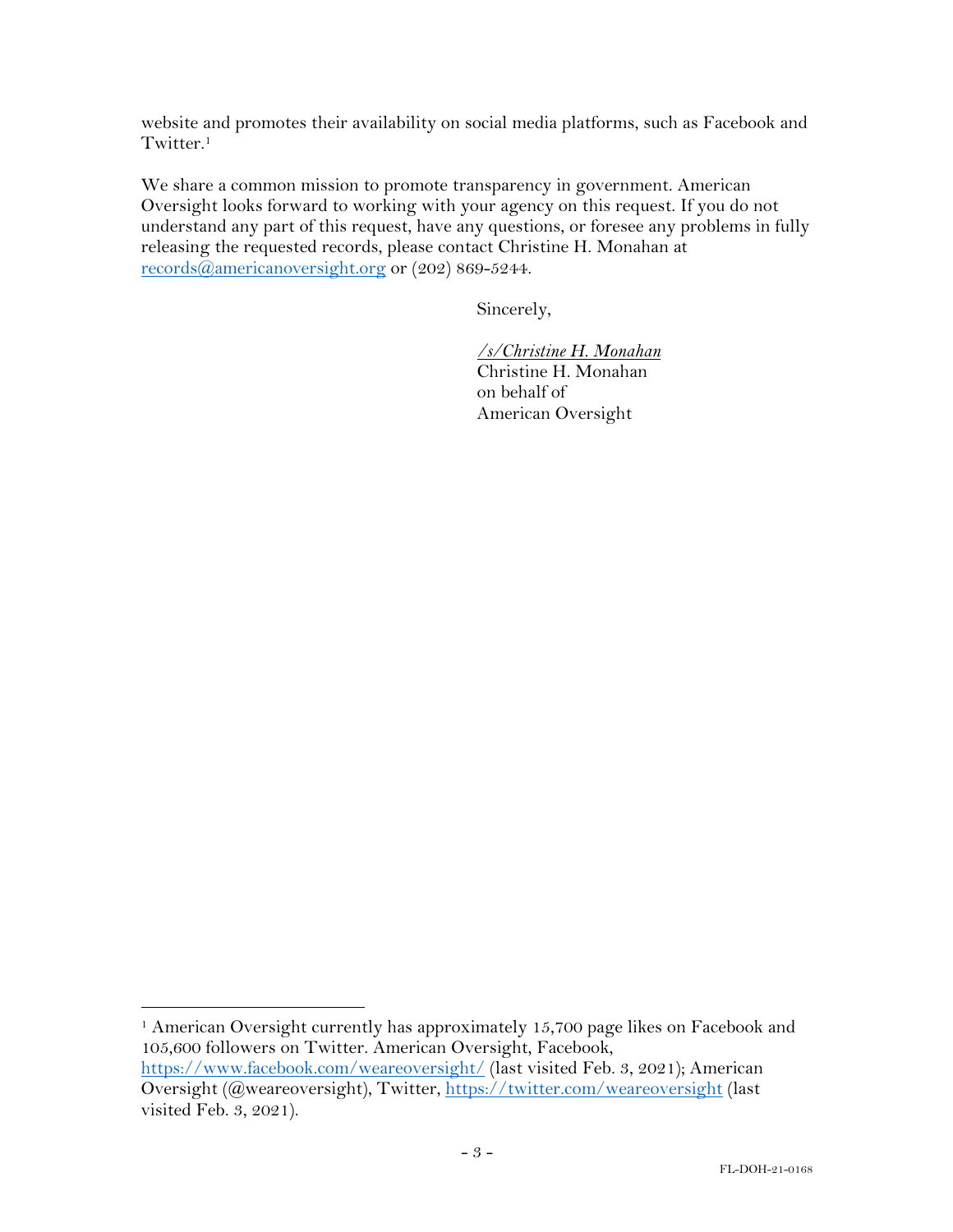website and promotes their availability on social media platforms, such as Facebook and Twitter.[1]

We share a common mission to promote transparency in government. American Oversight looks forward to working with your agency on this request. If you do not understand any part of this request, have any questions, or foresee any problems in fully releasing the requested records, please contact Christine H. Monahan at records@americanoversight.org or (202) 869-5244.

Sincerely,

*/s/Christine H. Monahan*
Christine H. Monahan
on behalf of
American Oversight

---

[1] American Oversight currently has approximately 15,700 page likes on Facebook and 105,600 followers on Twitter. American Oversight, Facebook, https://www.facebook.com/weareoversight/ (last visited Feb. 3, 2021); American Oversight (@weareoversight), Twitter, https://twitter.com/weareoversight (last visited Feb. 3, 2021).

FL-DOH-21-0168